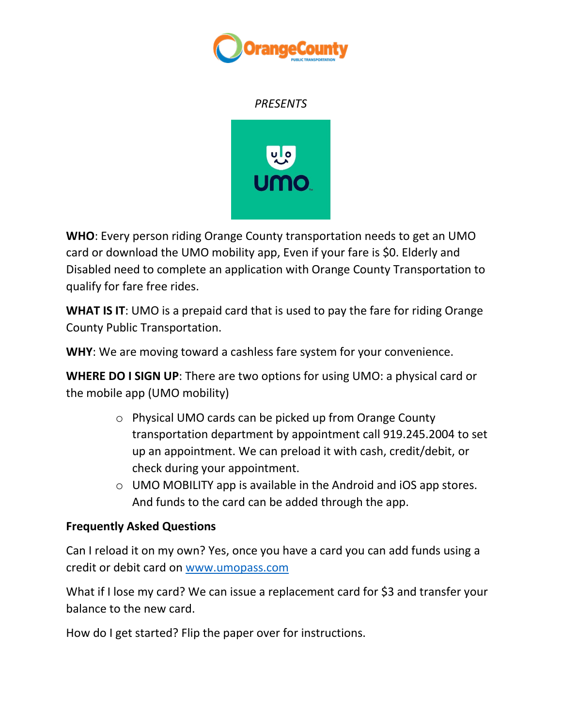OrangeCounty
PUBLIC TRANSPORTATION

*PRESENTS*

umo

**WHO**: Every person riding Orange County transportation needs to get an UMO card or download the UMO mobility app, Even if your fare is $0. Elderly and Disabled need to complete an application with Orange County Transportation to qualify for fare free rides.

**WHAT IS IT**: UMO is a prepaid card that is used to pay the fare for riding Orange County Public Transportation.

**WHY**: We are moving toward a cashless fare system for your convenience.

**WHERE DO I SIGN UP**: There are two options for using UMO: a physical card or the mobile app (UMO mobility)

- Physical UMO cards can be picked up from Orange County transportation department by appointment call 919.245.2004 to set up an appointment. We can preload it with cash, credit/debit, or check during your appointment.
- UMO MOBILITY app is available in the Android and iOS app stores. And funds to the card can be added through the app.

**Frequently Asked Questions**

Can I reload it on my own? Yes, once you have a card you can add funds using a credit or debit card on [www.umopass.com](http://www.umopass.com)

What if I lose my card? We can issue a replacement card for $3 and transfer your balance to the new card.

How do I get started? Flip the paper over for instructions.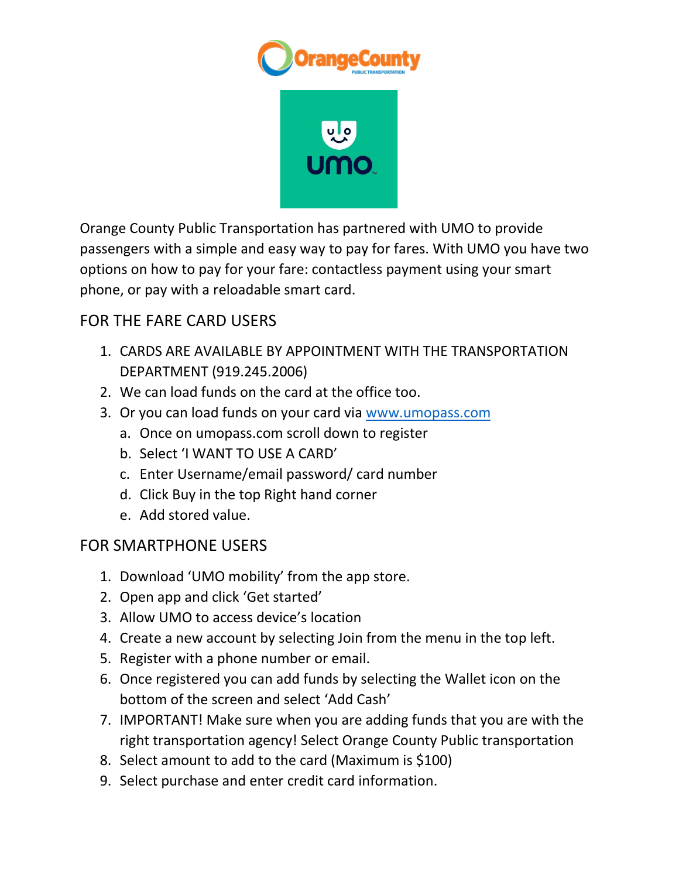Orange County Public Transportation has partnered with UMO to provide passengers with a simple and easy way to pay for fares. With UMO you have two options on how to pay for your fare: contactless payment using your smart phone, or pay with a reloadable smart card.

## FOR THE FARE CARD USERS

1. CARDS ARE AVAILABLE BY APPOINTMENT WITH THE TRANSPORTATION DEPARTMENT (919.245.2006)
2. We can load funds on the card at the office too.
3. Or you can load funds on your card via [www.umopass.com](http://www.umopass.com)
   a. Once on umopass.com scroll down to register
   b. Select 'I WANT TO USE A CARD'
   c. Enter Username/email password/ card number
   d. Click Buy in the top Right hand corner
   e. Add stored value.

## FOR SMARTPHONE USERS

1. Download 'UMO mobility' from the app store.
2. Open app and click 'Get started'
3. Allow UMO to access device's location
4. Create a new account by selecting Join from the menu in the top left.
5. Register with a phone number or email.
6. Once registered you can add funds by selecting the Wallet icon on the bottom of the screen and select 'Add Cash'
7. IMPORTANT! Make sure when you are adding funds that you are with the right transportation agency! Select Orange County Public transportation
8. Select amount to add to the card (Maximum is $100)
9. Select purchase and enter credit card information.